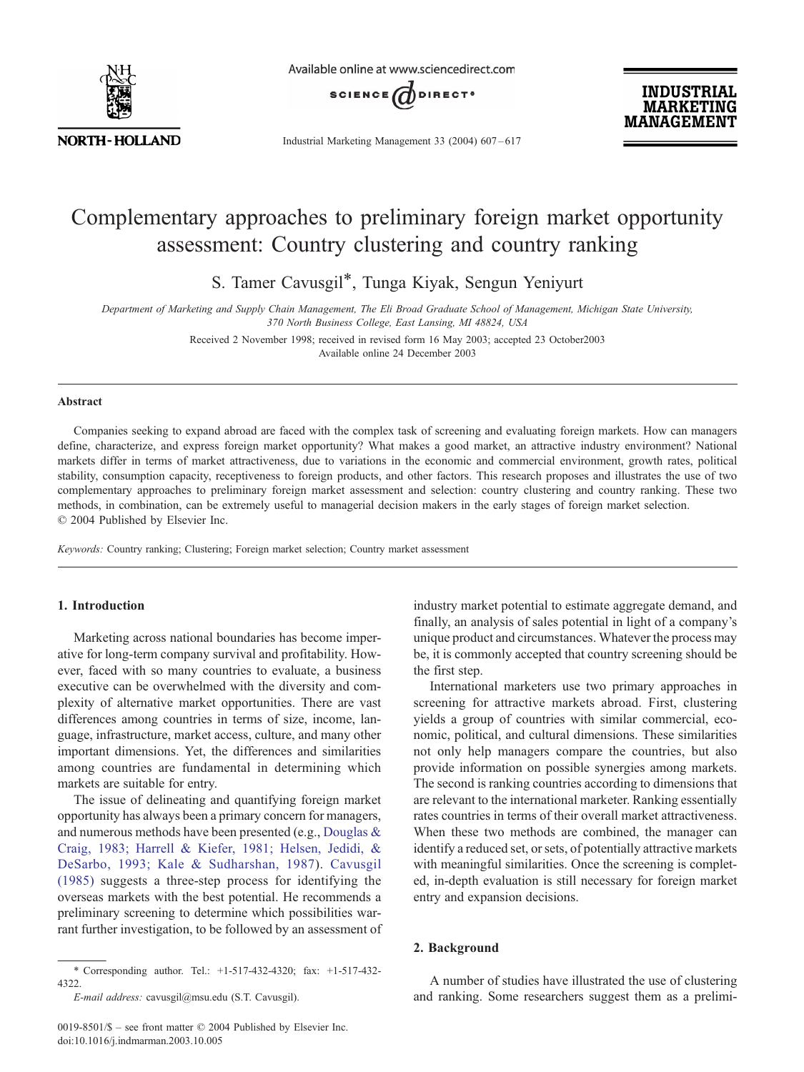# Complementary approaches to preliminary foreign market opportunity assessment: Country clustering and country ranking

S. Tamer Cavusgil*, Tunga Kiyak, Sengun Yeniyurt

*Department of Marketing and Supply Chain Management, The Eli Broad Graduate School of Management, Michigan State University, 370 North Business College, East Lansing, MI 48824, USA*

Received 2 November 1998; received in revised form 16 May 2003; accepted 23 October2003

Available online 24 December 2003

## Abstract

Companies seeking to expand abroad are faced with the complex task of screening and evaluating foreign markets. How can managers define, characterize, and express foreign market opportunity? What makes a good market, an attractive industry environment? National markets differ in terms of market attractiveness, due to variations in the economic and commercial environment, growth rates, political stability, consumption capacity, receptiveness to foreign products, and other factors. This research proposes and illustrates the use of two complementary approaches to preliminary foreign market assessment and selection: country clustering and country ranking. These two methods, in combination, can be extremely useful to managerial decision makers in the early stages of foreign market selection.

© 2004 Published by Elsevier Inc.

*Keywords:* Country ranking; Clustering; Foreign market selection; Country market assessment

## 1. Introduction

Marketing across national boundaries has become imperative for long-term company survival and profitability. However, faced with so many countries to evaluate, a business executive can be overwhelmed with the diversity and complexity of alternative market opportunities. There are vast differences among countries in terms of size, income, language, infrastructure, market access, culture, and many other important dimensions. Yet, the differences and similarities among countries are fundamental in determining which markets are suitable for entry.

The issue of delineating and quantifying foreign market opportunity has always been a primary concern for managers, and numerous methods have been presented (e.g., Douglas & Craig, 1983; Harrell & Kiefer, 1981; Helsen, Jedidi, & DeSarbo, 1993; Kale & Sudharshan, 1987). Cavusgil (1985) suggests a three-step process for identifying the overseas markets with the best potential. He recommends a preliminary screening to determine which possibilities warrant further investigation, to be followed by an assessment of industry market potential to estimate aggregate demand, and finally, an analysis of sales potential in light of a company's unique product and circumstances. Whatever the process may be, it is commonly accepted that country screening should be the first step.

International marketers use two primary approaches in screening for attractive markets abroad. First, clustering yields a group of countries with similar commercial, economic, political, and cultural dimensions. These similarities not only help managers compare the countries, but also provide information on possible synergies among markets. The second is ranking countries according to dimensions that are relevant to the international marketer. Ranking essentially rates countries in terms of their overall market attractiveness. When these two methods are combined, the manager can identify a reduced set, or sets, of potentially attractive markets with meaningful similarities. Once the screening is completed, in-depth evaluation is still necessary for foreign market entry and expansion decisions.

## 2. Background

A number of studies have illustrated the use of clustering and ranking. Some researchers suggest them as a prelimi-

---

* Corresponding author. Tel.: +1-517-432-4320; fax: +1-517-432-4322.

*E-mail address:* cavusgil@msu.edu (S.T. Cavusgil).

0019-8501/$ – see front matter © 2004 Published by Elsevier Inc.
doi:10.1016/j.indmarman.2003.10.005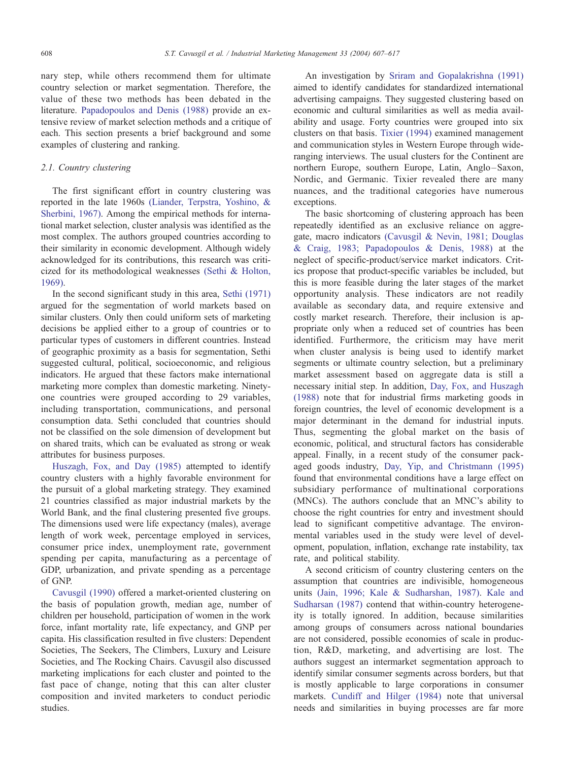nary step, while others recommend them for ultimate country selection or market segmentation. Therefore, the value of these two methods has been debated in the literature. Papadopoulos and Denis (1988) provide an extensive review of market selection methods and a critique of each. This section presents a brief background and some examples of clustering and ranking.

### 2.1. Country clustering

The first significant effort in country clustering was reported in the late 1960s (Liander, Terpstra, Yoshino, & Sherbini, 1967). Among the empirical methods for international market selection, cluster analysis was identified as the most complex. The authors grouped countries according to their similarity in economic development. Although widely acknowledged for its contributions, this research was criticized for its methodological weaknesses (Sethi & Holton, 1969).

In the second significant study in this area, Sethi (1971) argued for the segmentation of world markets based on similar clusters. Only then could uniform sets of marketing decisions be applied either to a group of countries or to particular types of customers in different countries. Instead of geographic proximity as a basis for segmentation, Sethi suggested cultural, political, socioeconomic, and religious indicators. He argued that these factors make international marketing more complex than domestic marketing. Ninety-one countries were grouped according to 29 variables, including transportation, communications, and personal consumption data. Sethi concluded that countries should not be classified on the sole dimension of development but on shared traits, which can be evaluated as strong or weak attributes for business purposes.

Huszagh, Fox, and Day (1985) attempted to identify country clusters with a highly favorable environment for the pursuit of a global marketing strategy. They examined 21 countries classified as major industrial markets by the World Bank, and the final clustering presented five groups. The dimensions used were life expectancy (males), average length of work week, percentage employed in services, consumer price index, unemployment rate, government spending per capita, manufacturing as a percentage of GDP, urbanization, and private spending as a percentage of GNP.

Cavusgil (1990) offered a market-oriented clustering on the basis of population growth, median age, number of children per household, participation of women in the work force, infant mortality rate, life expectancy, and GNP per capita. His classification resulted in five clusters: Dependent Societies, The Seekers, The Climbers, Luxury and Leisure Societies, and The Rocking Chairs. Cavusgil also discussed marketing implications for each cluster and pointed to the fast pace of change, noting that this can alter cluster composition and invited marketers to conduct periodic studies.

An investigation by Sriram and Gopalakrishna (1991) aimed to identify candidates for standardized international advertising campaigns. They suggested clustering based on economic and cultural similarities as well as media availability and usage. Forty countries were grouped into six clusters on that basis. Tixier (1994) examined management and communication styles in Western Europe through wide-ranging interviews. The usual clusters for the Continent are northern Europe, southern Europe, Latin, Anglo–Saxon, Nordic, and Germanic. Tixier revealed there are many nuances, and the traditional categories have numerous exceptions.

The basic shortcoming of clustering approach has been repeatedly identified as an exclusive reliance on aggregate, macro indicators (Cavusgil & Nevin, 1981; Douglas & Craig, 1983; Papadopoulos & Denis, 1988) at the neglect of specific-product/service market indicators. Critics propose that product-specific variables be included, but this is more feasible during the later stages of the market opportunity analysis. These indicators are not readily available as secondary data, and require extensive and costly market research. Therefore, their inclusion is appropriate only when a reduced set of countries has been identified. Furthermore, the criticism may have merit when cluster analysis is being used to identify market segments or ultimate country selection, but a preliminary market assessment based on aggregate data is still a necessary initial step. In addition, Day, Fox, and Huszagh (1988) note that for industrial firms marketing goods in foreign countries, the level of economic development is a major determinant in the demand for industrial inputs. Thus, segmenting the global market on the basis of economic, political, and structural factors has considerable appeal. Finally, in a recent study of the consumer packaged goods industry, Day, Yip, and Christmann (1995) found that environmental conditions have a large effect on subsidiary performance of multinational corporations (MNCs). The authors conclude that an MNC's ability to choose the right countries for entry and investment should lead to significant competitive advantage. The environmental variables used in the study were level of development, population, inflation, exchange rate instability, tax rate, and political stability.

A second criticism of country clustering centers on the assumption that countries are indivisible, homogeneous units (Jain, 1996; Kale & Sudharshan, 1987). Kale and Sudharsan (1987) contend that within-country heterogeneity is totally ignored. In addition, because similarities among groups of consumers across national boundaries are not considered, possible economies of scale in production, R&D, marketing, and advertising are lost. The authors suggest an intermarket segmentation approach to identify similar consumer segments across borders, but that is mostly applicable to large corporations in consumer markets. Cundiff and Hilger (1984) note that universal needs and similarities in buying processes are far more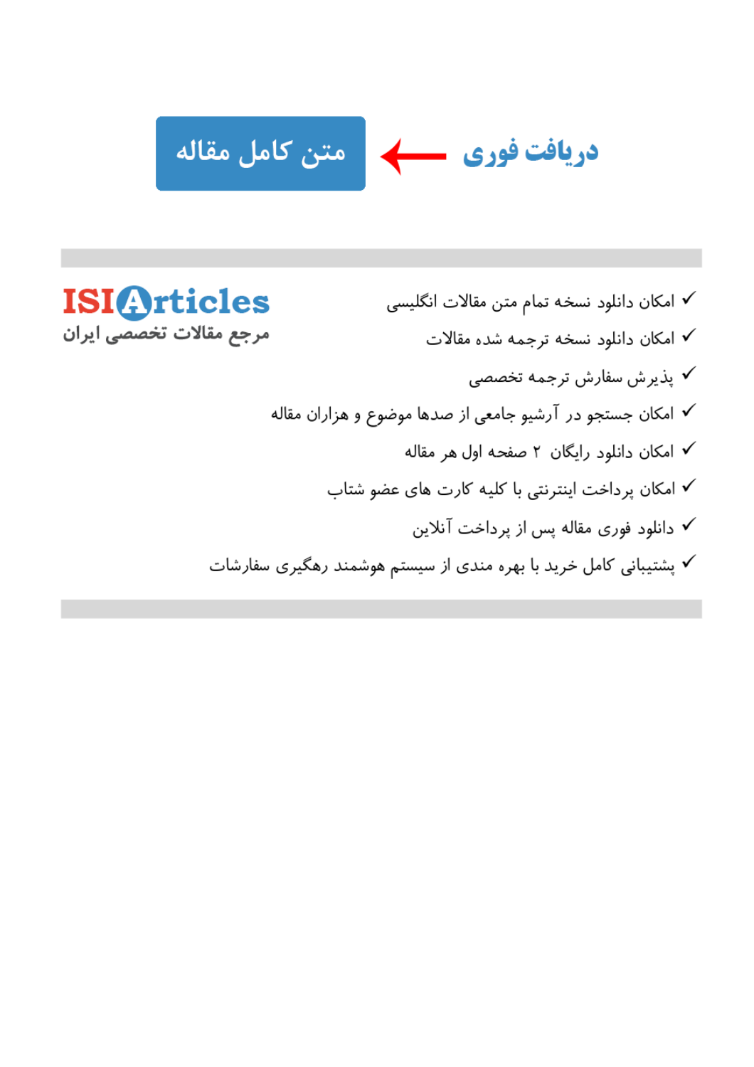دریافت فوری ← متن کامل مقاله

**ISIArticles**
مرجع مقالات تخصصی ایران

- ✓ امکان دانلود نسخه تمام متن مقالات انگلیسی
- ✓ امکان دانلود نسخه ترجمه شده مقالات
- ✓ پذیرش سفارش ترجمه تخصصی
- ✓ امکان جستجو در آرشیو جامعی از صدها موضوع و هزاران مقاله
- ✓ امکان دانلود رایگان ۲ صفحه اول هر مقاله
- ✓ امکان پرداخت اینترنتی با کلیه کارت های عضو شتاب
- ✓ دانلود فوری مقاله پس از پرداخت آنلاین
- ✓ پشتیبانی کامل خرید با بهره مندی از سیستم هوشمند رهگیری سفارشات